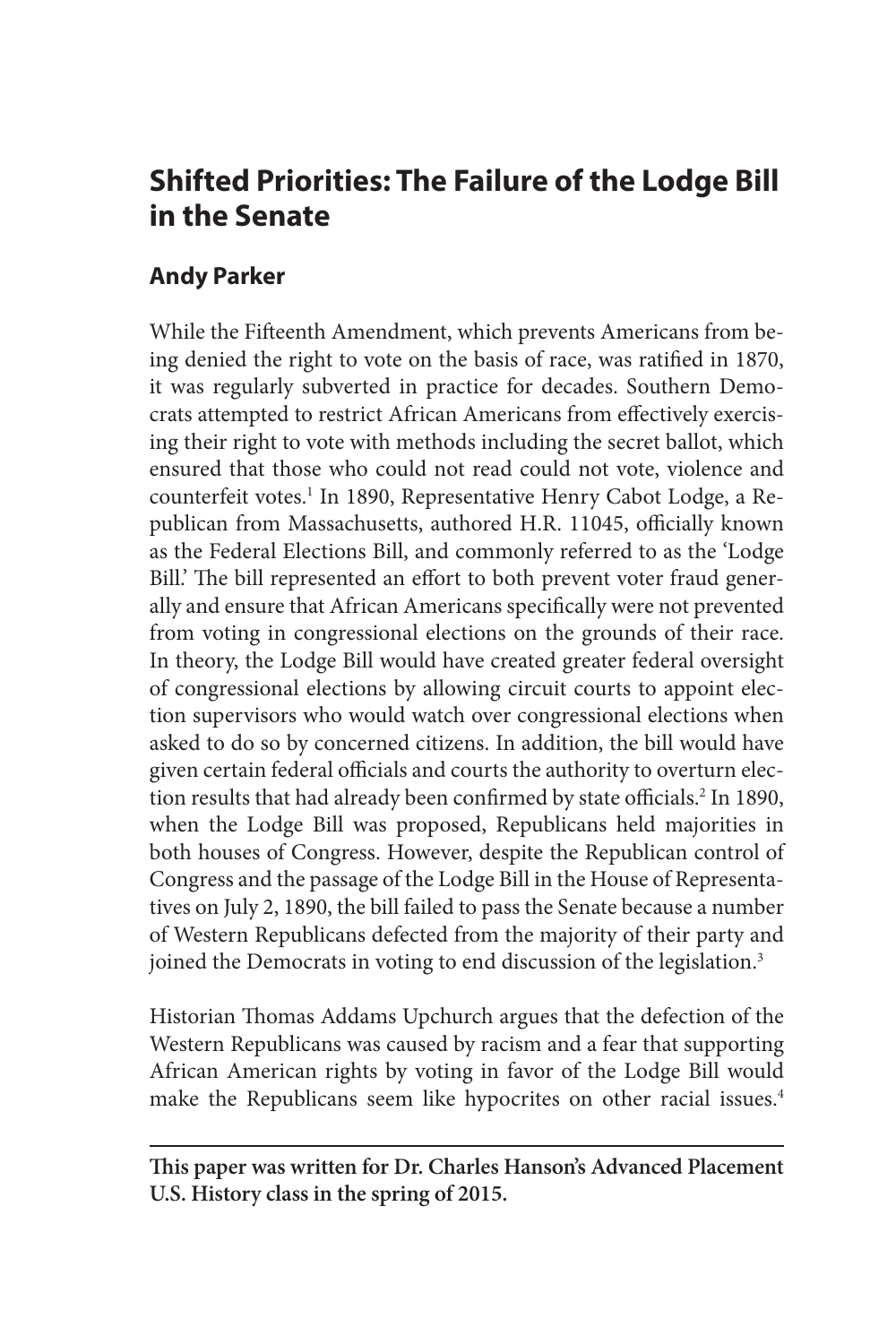# Shifted Priorities: The Failure of the Lodge Bill in the Senate

## Andy Parker

While the Fifteenth Amendment, which prevents Americans from being denied the right to vote on the basis of race, was ratified in 1870, it was regularly subverted in practice for decades. Southern Democrats attempted to restrict African Americans from effectively exercising their right to vote with methods including the secret ballot, which ensured that those who could not read could not vote, violence and counterfeit votes.[1] In 1890, Representative Henry Cabot Lodge, a Republican from Massachusetts, authored H.R. 11045, officially known as the Federal Elections Bill, and commonly referred to as the 'Lodge Bill.' The bill represented an effort to both prevent voter fraud generally and ensure that African Americans specifically were not prevented from voting in congressional elections on the grounds of their race. In theory, the Lodge Bill would have created greater federal oversight of congressional elections by allowing circuit courts to appoint election supervisors who would watch over congressional elections when asked to do so by concerned citizens. In addition, the bill would have given certain federal officials and courts the authority to overturn election results that had already been confirmed by state officials.[2] In 1890, when the Lodge Bill was proposed, Republicans held majorities in both houses of Congress. However, despite the Republican control of Congress and the passage of the Lodge Bill in the House of Representatives on July 2, 1890, the bill failed to pass the Senate because a number of Western Republicans defected from the majority of their party and joined the Democrats in voting to end discussion of the legislation.[3]

Historian Thomas Addams Upchurch argues that the defection of the Western Republicans was caused by racism and a fear that supporting African American rights by voting in favor of the Lodge Bill would make the Republicans seem like hypocrites on other racial issues.[4]

---

**This paper was written for Dr. Charles Hanson's Advanced Placement U.S. History class in the spring of 2015.**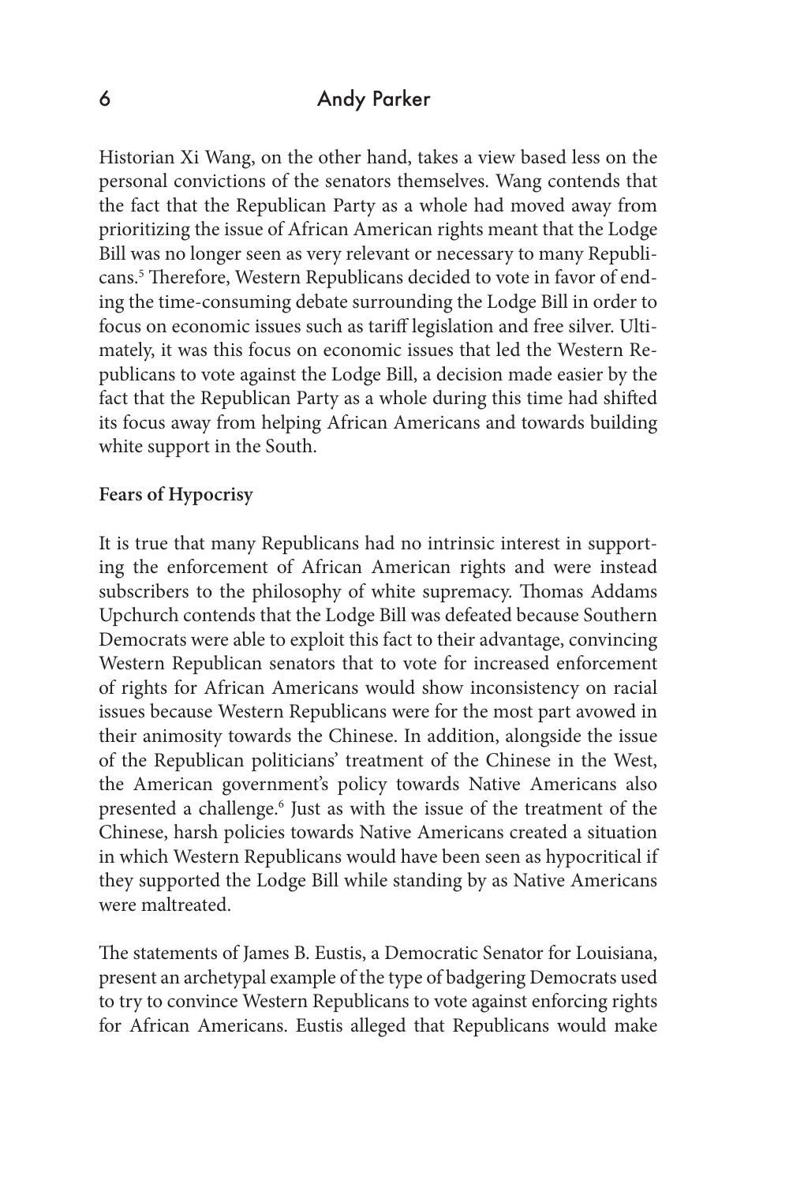Historian Xi Wang, on the other hand, takes a view based less on the personal convictions of the senators themselves. Wang contends that the fact that the Republican Party as a whole had moved away from prioritizing the issue of African American rights meant that the Lodge Bill was no longer seen as very relevant or necessary to many Republicans.[5] Therefore, Western Republicans decided to vote in favor of ending the time-consuming debate surrounding the Lodge Bill in order to focus on economic issues such as tariff legislation and free silver. Ultimately, it was this focus on economic issues that led the Western Republicans to vote against the Lodge Bill, a decision made easier by the fact that the Republican Party as a whole during this time had shifted its focus away from helping African Americans and towards building white support in the South.

**Fears of Hypocrisy**

It is true that many Republicans had no intrinsic interest in supporting the enforcement of African American rights and were instead subscribers to the philosophy of white supremacy. Thomas Addams Upchurch contends that the Lodge Bill was defeated because Southern Democrats were able to exploit this fact to their advantage, convincing Western Republican senators that to vote for increased enforcement of rights for African Americans would show inconsistency on racial issues because Western Republicans were for the most part avowed in their animosity towards the Chinese. In addition, alongside the issue of the Republican politicians' treatment of the Chinese in the West, the American government's policy towards Native Americans also presented a challenge.[6] Just as with the issue of the treatment of the Chinese, harsh policies towards Native Americans created a situation in which Western Republicans would have been seen as hypocritical if they supported the Lodge Bill while standing by as Native Americans were maltreated.

The statements of James B. Eustis, a Democratic Senator for Louisiana, present an archetypal example of the type of badgering Democrats used to try to convince Western Republicans to vote against enforcing rights for African Americans. Eustis alleged that Republicans would make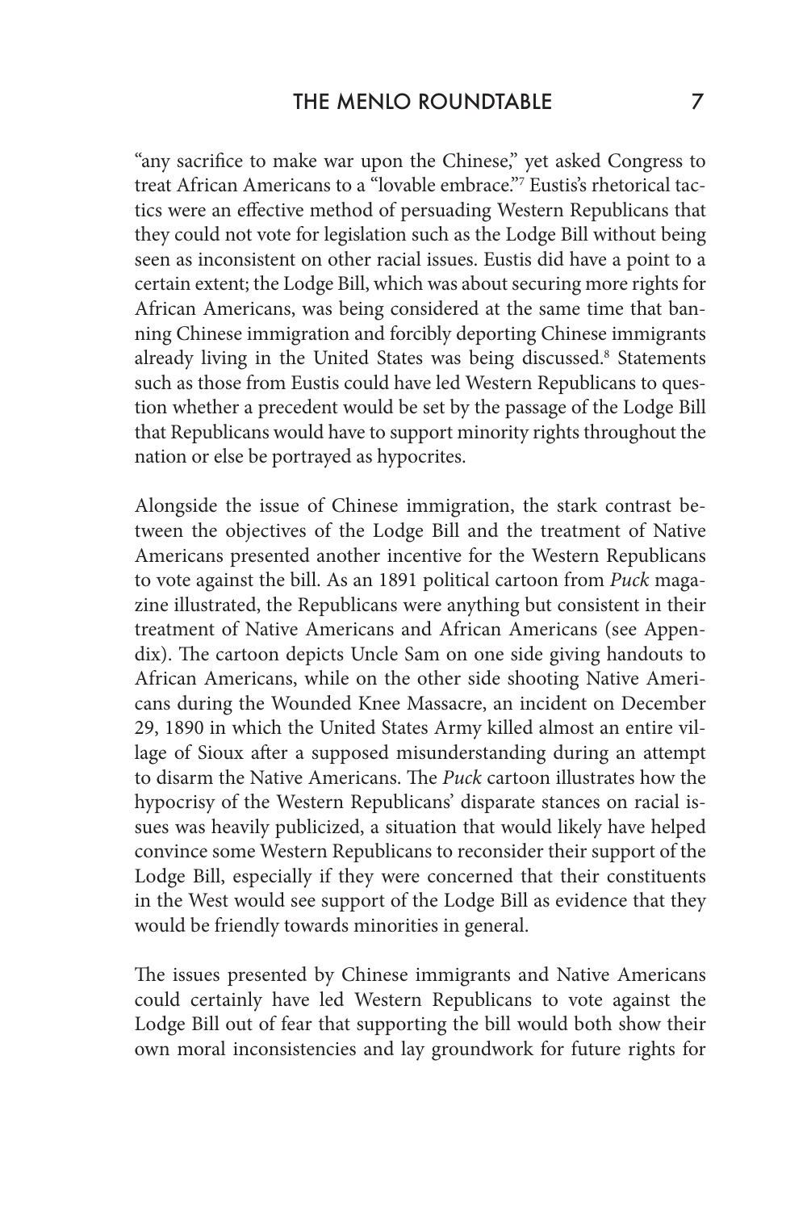"any sacrifice to make war upon the Chinese," yet asked Congress to treat African Americans to a "lovable embrace."[7] Eustis's rhetorical tactics were an effective method of persuading Western Republicans that they could not vote for legislation such as the Lodge Bill without being seen as inconsistent on other racial issues. Eustis did have a point to a certain extent; the Lodge Bill, which was about securing more rights for African Americans, was being considered at the same time that banning Chinese immigration and forcibly deporting Chinese immigrants already living in the United States was being discussed.[8] Statements such as those from Eustis could have led Western Republicans to question whether a precedent would be set by the passage of the Lodge Bill that Republicans would have to support minority rights throughout the nation or else be portrayed as hypocrites.

Alongside the issue of Chinese immigration, the stark contrast between the objectives of the Lodge Bill and the treatment of Native Americans presented another incentive for the Western Republicans to vote against the bill. As an 1891 political cartoon from *Puck* magazine illustrated, the Republicans were anything but consistent in their treatment of Native Americans and African Americans (see Appendix). The cartoon depicts Uncle Sam on one side giving handouts to African Americans, while on the other side shooting Native Americans during the Wounded Knee Massacre, an incident on December 29, 1890 in which the United States Army killed almost an entire village of Sioux after a supposed misunderstanding during an attempt to disarm the Native Americans. The *Puck* cartoon illustrates how the hypocrisy of the Western Republicans' disparate stances on racial issues was heavily publicized, a situation that would likely have helped convince some Western Republicans to reconsider their support of the Lodge Bill, especially if they were concerned that their constituents in the West would see support of the Lodge Bill as evidence that they would be friendly towards minorities in general.

The issues presented by Chinese immigrants and Native Americans could certainly have led Western Republicans to vote against the Lodge Bill out of fear that supporting the bill would both show their own moral inconsistencies and lay groundwork for future rights for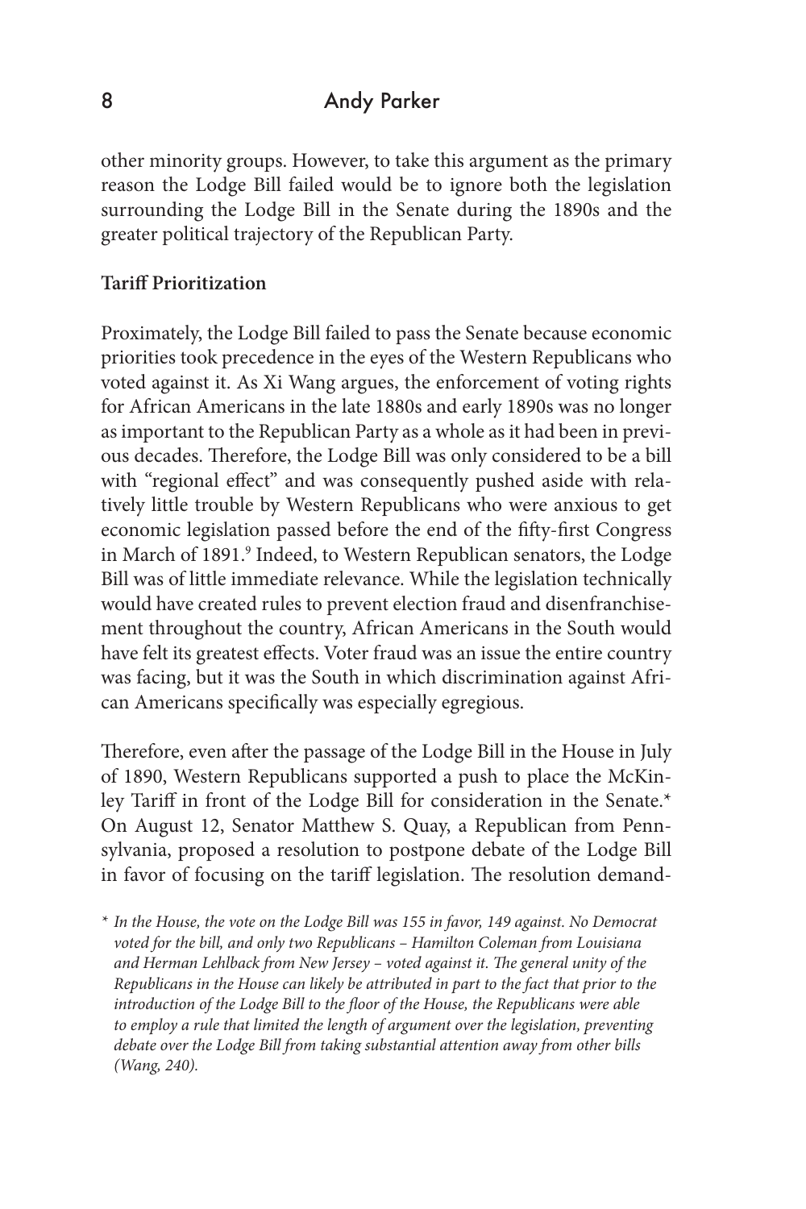other minority groups. However, to take this argument as the primary reason the Lodge Bill failed would be to ignore both the legislation surrounding the Lodge Bill in the Senate during the 1890s and the greater political trajectory of the Republican Party.

**Tariff Prioritization**

Proximately, the Lodge Bill failed to pass the Senate because economic priorities took precedence in the eyes of the Western Republicans who voted against it. As Xi Wang argues, the enforcement of voting rights for African Americans in the late 1880s and early 1890s was no longer as important to the Republican Party as a whole as it had been in previous decades. Therefore, the Lodge Bill was only considered to be a bill with "regional effect" and was consequently pushed aside with relatively little trouble by Western Republicans who were anxious to get economic legislation passed before the end of the fifty-first Congress in March of 1891.[9] Indeed, to Western Republican senators, the Lodge Bill was of little immediate relevance. While the legislation technically would have created rules to prevent election fraud and disenfranchisement throughout the country, African Americans in the South would have felt its greatest effects. Voter fraud was an issue the entire country was facing, but it was the South in which discrimination against African Americans specifically was especially egregious.

Therefore, even after the passage of the Lodge Bill in the House in July of 1890, Western Republicans supported a push to place the McKinley Tariff in front of the Lodge Bill for consideration in the Senate.* On August 12, Senator Matthew S. Quay, a Republican from Pennsylvania, proposed a resolution to postpone debate of the Lodge Bill in favor of focusing on the tariff legislation. The resolution demand-

*\* In the House, the vote on the Lodge Bill was 155 in favor, 149 against. No Democrat voted for the bill, and only two Republicans – Hamilton Coleman from Louisiana and Herman Lehlback from New Jersey – voted against it. The general unity of the Republicans in the House can likely be attributed in part to the fact that prior to the introduction of the Lodge Bill to the floor of the House, the Republicans were able to employ a rule that limited the length of argument over the legislation, preventing debate over the Lodge Bill from taking substantial attention away from other bills (Wang, 240).*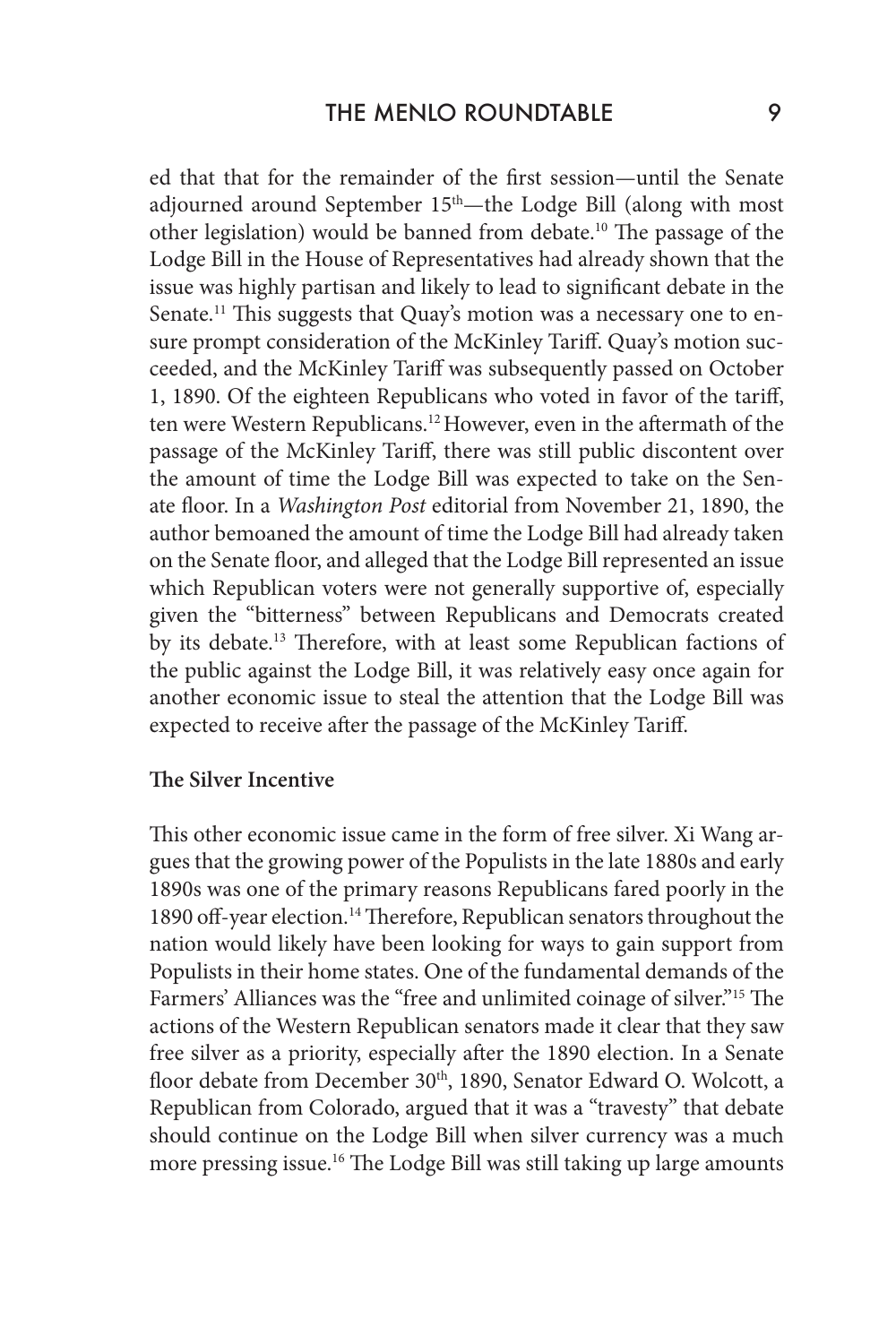ed that that for the remainder of the first session—until the Senate adjourned around September 15th—the Lodge Bill (along with most other legislation) would be banned from debate.[10] The passage of the Lodge Bill in the House of Representatives had already shown that the issue was highly partisan and likely to lead to significant debate in the Senate.[11] This suggests that Quay's motion was a necessary one to ensure prompt consideration of the McKinley Tariff. Quay's motion succeeded, and the McKinley Tariff was subsequently passed on October 1, 1890. Of the eighteen Republicans who voted in favor of the tariff, ten were Western Republicans.[12] However, even in the aftermath of the passage of the McKinley Tariff, there was still public discontent over the amount of time the Lodge Bill was expected to take on the Senate floor. In a *Washington Post* editorial from November 21, 1890, the author bemoaned the amount of time the Lodge Bill had already taken on the Senate floor, and alleged that the Lodge Bill represented an issue which Republican voters were not generally supportive of, especially given the "bitterness" between Republicans and Democrats created by its debate.[13] Therefore, with at least some Republican factions of the public against the Lodge Bill, it was relatively easy once again for another economic issue to steal the attention that the Lodge Bill was expected to receive after the passage of the McKinley Tariff.

**The Silver Incentive**

This other economic issue came in the form of free silver. Xi Wang argues that the growing power of the Populists in the late 1880s and early 1890s was one of the primary reasons Republicans fared poorly in the 1890 off-year election.[14] Therefore, Republican senators throughout the nation would likely have been looking for ways to gain support from Populists in their home states. One of the fundamental demands of the Farmers' Alliances was the "free and unlimited coinage of silver."[15] The actions of the Western Republican senators made it clear that they saw free silver as a priority, especially after the 1890 election. In a Senate floor debate from December 30th, 1890, Senator Edward O. Wolcott, a Republican from Colorado, argued that it was a "travesty" that debate should continue on the Lodge Bill when silver currency was a much more pressing issue.[16] The Lodge Bill was still taking up large amounts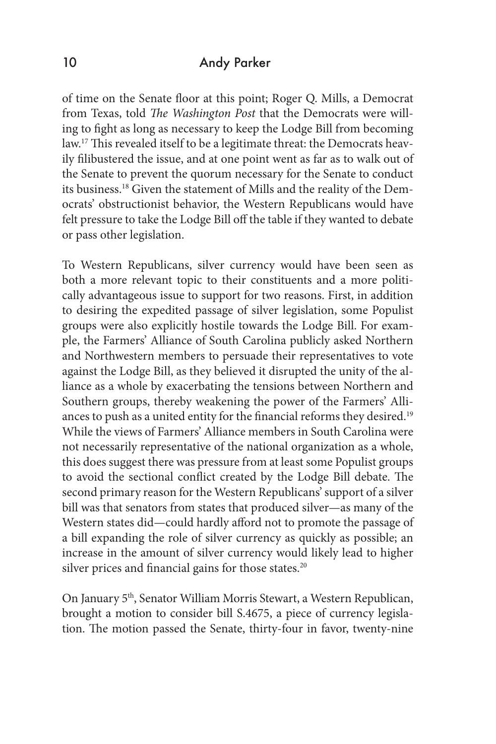of time on the Senate floor at this point; Roger Q. Mills, a Democrat from Texas, told *The Washington Post* that the Democrats were willing to fight as long as necessary to keep the Lodge Bill from becoming law.[17] This revealed itself to be a legitimate threat: the Democrats heavily filibustered the issue, and at one point went as far as to walk out of the Senate to prevent the quorum necessary for the Senate to conduct its business.[18] Given the statement of Mills and the reality of the Democrats' obstructionist behavior, the Western Republicans would have felt pressure to take the Lodge Bill off the table if they wanted to debate or pass other legislation.

To Western Republicans, silver currency would have been seen as both a more relevant topic to their constituents and a more politically advantageous issue to support for two reasons. First, in addition to desiring the expedited passage of silver legislation, some Populist groups were also explicitly hostile towards the Lodge Bill. For example, the Farmers' Alliance of South Carolina publicly asked Northern and Northwestern members to persuade their representatives to vote against the Lodge Bill, as they believed it disrupted the unity of the alliance as a whole by exacerbating the tensions between Northern and Southern groups, thereby weakening the power of the Farmers' Alliances to push as a united entity for the financial reforms they desired.[19] While the views of Farmers' Alliance members in South Carolina were not necessarily representative of the national organization as a whole, this does suggest there was pressure from at least some Populist groups to avoid the sectional conflict created by the Lodge Bill debate. The second primary reason for the Western Republicans' support of a silver bill was that senators from states that produced silver—as many of the Western states did—could hardly afford not to promote the passage of a bill expanding the role of silver currency as quickly as possible; an increase in the amount of silver currency would likely lead to higher silver prices and financial gains for those states.[20]

On January 5th, Senator William Morris Stewart, a Western Republican, brought a motion to consider bill S.4675, a piece of currency legislation. The motion passed the Senate, thirty-four in favor, twenty-nine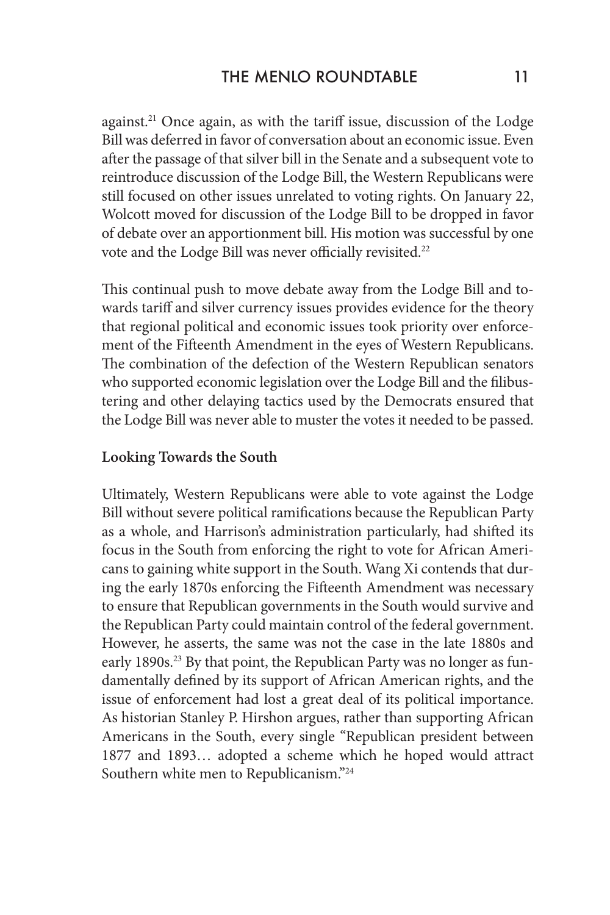against.[21] Once again, as with the tariff issue, discussion of the Lodge Bill was deferred in favor of conversation about an economic issue. Even after the passage of that silver bill in the Senate and a subsequent vote to reintroduce discussion of the Lodge Bill, the Western Republicans were still focused on other issues unrelated to voting rights. On January 22, Wolcott moved for discussion of the Lodge Bill to be dropped in favor of debate over an apportionment bill. His motion was successful by one vote and the Lodge Bill was never officially revisited.[22]

This continual push to move debate away from the Lodge Bill and towards tariff and silver currency issues provides evidence for the theory that regional political and economic issues took priority over enforcement of the Fifteenth Amendment in the eyes of Western Republicans. The combination of the defection of the Western Republican senators who supported economic legislation over the Lodge Bill and the filibustering and other delaying tactics used by the Democrats ensured that the Lodge Bill was never able to muster the votes it needed to be passed.

**Looking Towards the South**

Ultimately, Western Republicans were able to vote against the Lodge Bill without severe political ramifications because the Republican Party as a whole, and Harrison's administration particularly, had shifted its focus in the South from enforcing the right to vote for African Americans to gaining white support in the South. Wang Xi contends that during the early 1870s enforcing the Fifteenth Amendment was necessary to ensure that Republican governments in the South would survive and the Republican Party could maintain control of the federal government. However, he asserts, the same was not the case in the late 1880s and early 1890s.[23] By that point, the Republican Party was no longer as fundamentally defined by its support of African American rights, and the issue of enforcement had lost a great deal of its political importance. As historian Stanley P. Hirshon argues, rather than supporting African Americans in the South, every single "Republican president between 1877 and 1893… adopted a scheme which he hoped would attract Southern white men to Republicanism."[24]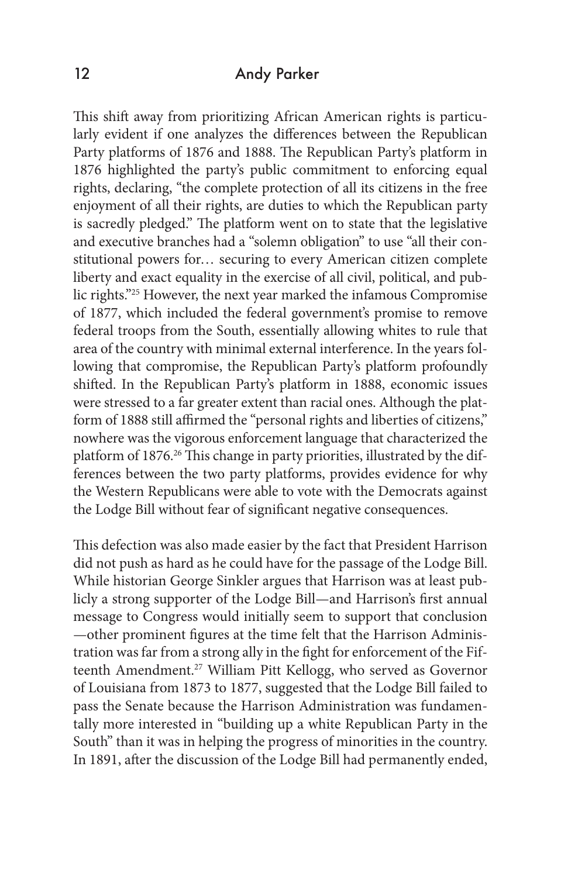This shift away from prioritizing African American rights is particularly evident if one analyzes the differences between the Republican Party platforms of 1876 and 1888. The Republican Party's platform in 1876 highlighted the party's public commitment to enforcing equal rights, declaring, "the complete protection of all its citizens in the free enjoyment of all their rights, are duties to which the Republican party is sacredly pledged." The platform went on to state that the legislative and executive branches had a "solemn obligation" to use "all their constitutional powers for… securing to every American citizen complete liberty and exact equality in the exercise of all civil, political, and public rights."[25] However, the next year marked the infamous Compromise of 1877, which included the federal government's promise to remove federal troops from the South, essentially allowing whites to rule that area of the country with minimal external interference. In the years following that compromise, the Republican Party's platform profoundly shifted. In the Republican Party's platform in 1888, economic issues were stressed to a far greater extent than racial ones. Although the platform of 1888 still affirmed the "personal rights and liberties of citizens," nowhere was the vigorous enforcement language that characterized the platform of 1876.[26] This change in party priorities, illustrated by the differences between the two party platforms, provides evidence for why the Western Republicans were able to vote with the Democrats against the Lodge Bill without fear of significant negative consequences.

This defection was also made easier by the fact that President Harrison did not push as hard as he could have for the passage of the Lodge Bill. While historian George Sinkler argues that Harrison was at least publicly a strong supporter of the Lodge Bill—and Harrison's first annual message to Congress would initially seem to support that conclusion—other prominent figures at the time felt that the Harrison Administration was far from a strong ally in the fight for enforcement of the Fifteenth Amendment.[27] William Pitt Kellogg, who served as Governor of Louisiana from 1873 to 1877, suggested that the Lodge Bill failed to pass the Senate because the Harrison Administration was fundamentally more interested in "building up a white Republican Party in the South" than it was in helping the progress of minorities in the country. In 1891, after the discussion of the Lodge Bill had permanently ended,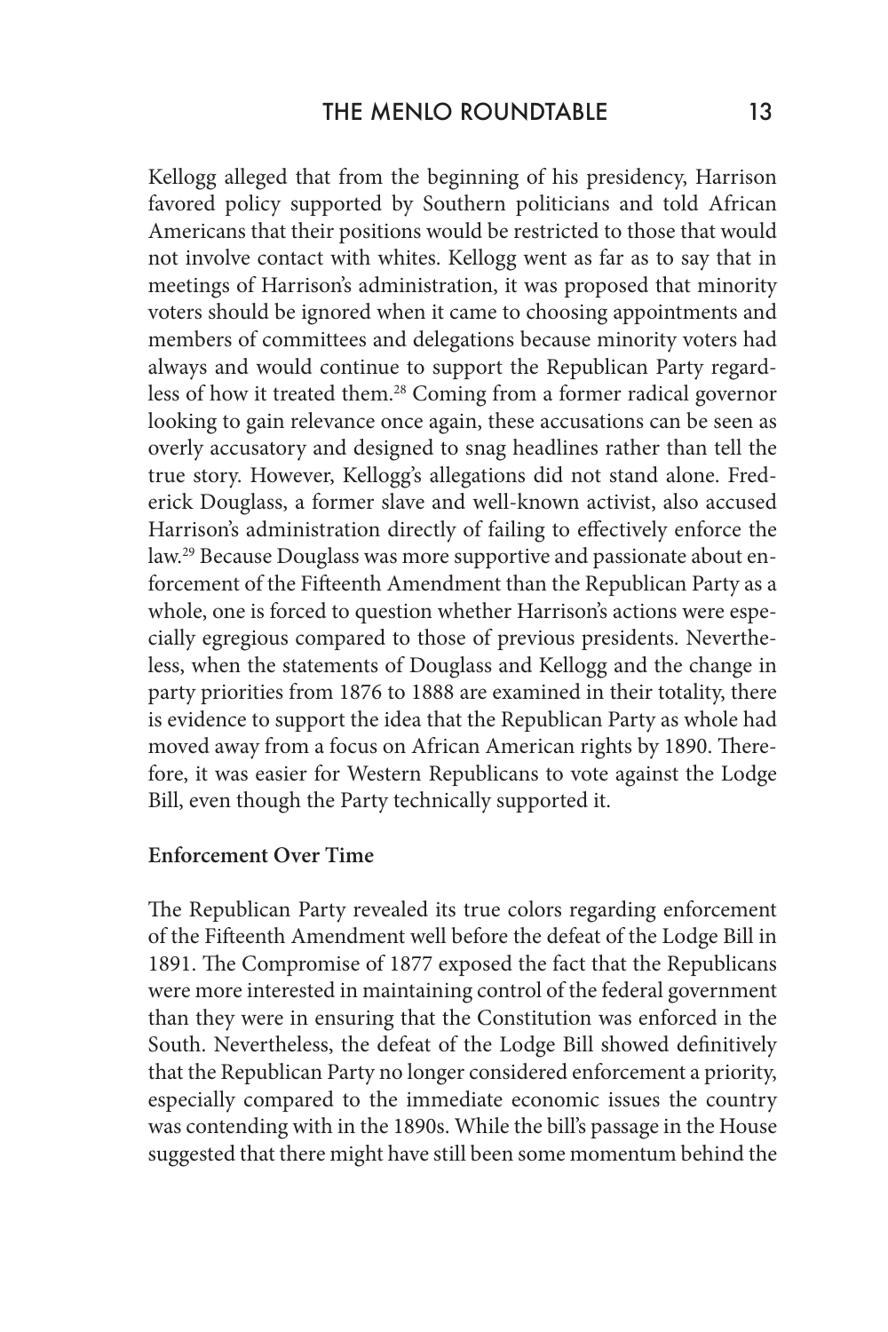Kellogg alleged that from the beginning of his presidency, Harrison favored policy supported by Southern politicians and told African Americans that their positions would be restricted to those that would not involve contact with whites. Kellogg went as far as to say that in meetings of Harrison's administration, it was proposed that minority voters should be ignored when it came to choosing appointments and members of committees and delegations because minority voters had always and would continue to support the Republican Party regardless of how it treated them.[28] Coming from a former radical governor looking to gain relevance once again, these accusations can be seen as overly accusatory and designed to snag headlines rather than tell the true story. However, Kellogg's allegations did not stand alone. Frederick Douglass, a former slave and well-known activist, also accused Harrison's administration directly of failing to effectively enforce the law.[29] Because Douglass was more supportive and passionate about enforcement of the Fifteenth Amendment than the Republican Party as a whole, one is forced to question whether Harrison's actions were especially egregious compared to those of previous presidents. Nevertheless, when the statements of Douglass and Kellogg and the change in party priorities from 1876 to 1888 are examined in their totality, there is evidence to support the idea that the Republican Party as whole had moved away from a focus on African American rights by 1890. Therefore, it was easier for Western Republicans to vote against the Lodge Bill, even though the Party technically supported it.

**Enforcement Over Time**

The Republican Party revealed its true colors regarding enforcement of the Fifteenth Amendment well before the defeat of the Lodge Bill in 1891. The Compromise of 1877 exposed the fact that the Republicans were more interested in maintaining control of the federal government than they were in ensuring that the Constitution was enforced in the South. Nevertheless, the defeat of the Lodge Bill showed definitively that the Republican Party no longer considered enforcement a priority, especially compared to the immediate economic issues the country was contending with in the 1890s. While the bill's passage in the House suggested that there might have still been some momentum behind the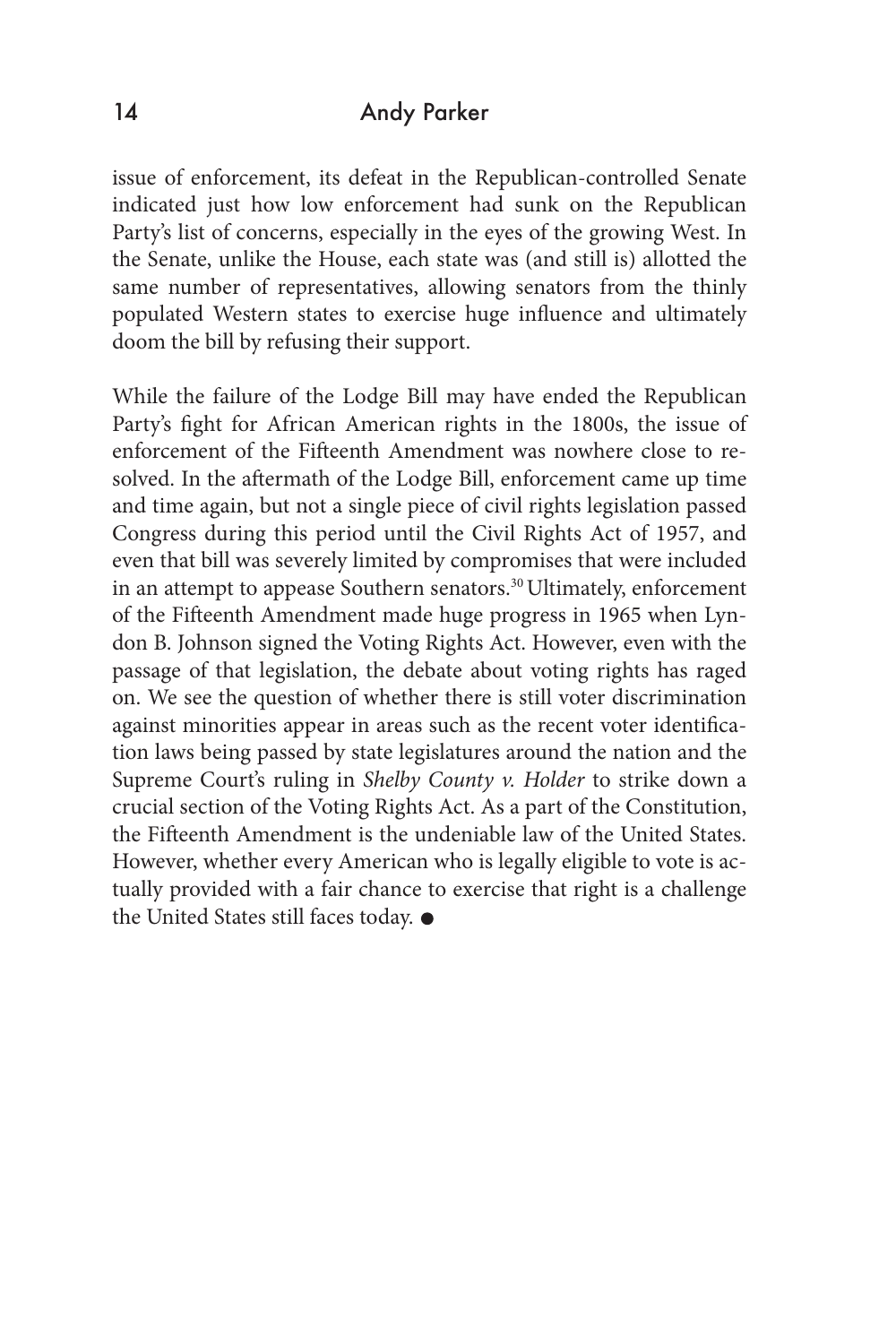issue of enforcement, its defeat in the Republican-controlled Senate indicated just how low enforcement had sunk on the Republican Party's list of concerns, especially in the eyes of the growing West. In the Senate, unlike the House, each state was (and still is) allotted the same number of representatives, allowing senators from the thinly populated Western states to exercise huge influence and ultimately doom the bill by refusing their support.

While the failure of the Lodge Bill may have ended the Republican Party's fight for African American rights in the 1800s, the issue of enforcement of the Fifteenth Amendment was nowhere close to resolved. In the aftermath of the Lodge Bill, enforcement came up time and time again, but not a single piece of civil rights legislation passed Congress during this period until the Civil Rights Act of 1957, and even that bill was severely limited by compromises that were included in an attempt to appease Southern senators.[30] Ultimately, enforcement of the Fifteenth Amendment made huge progress in 1965 when Lyndon B. Johnson signed the Voting Rights Act. However, even with the passage of that legislation, the debate about voting rights has raged on. We see the question of whether there is still voter discrimination against minorities appear in areas such as the recent voter identification laws being passed by state legislatures around the nation and the Supreme Court's ruling in *Shelby County v. Holder* to strike down a crucial section of the Voting Rights Act. As a part of the Constitution, the Fifteenth Amendment is the undeniable law of the United States. However, whether every American who is legally eligible to vote is actually provided with a fair chance to exercise that right is a challenge the United States still faces today. ●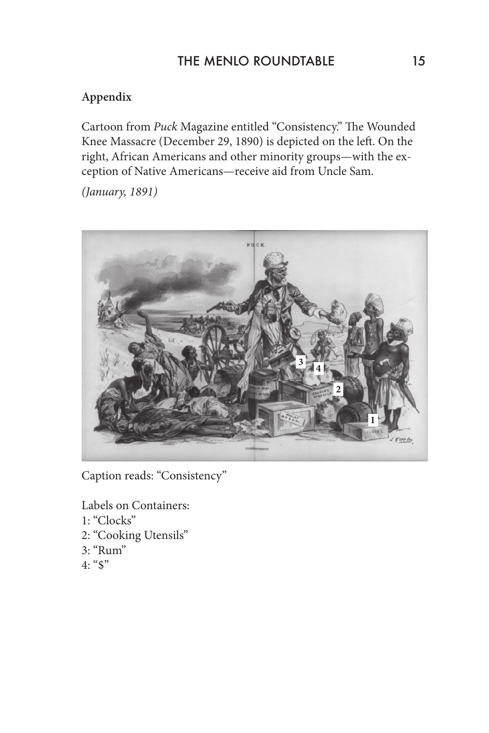**Appendix**

Cartoon from *Puck* Magazine entitled "Consistency." The Wounded Knee Massacre (December 29, 1890) is depicted on the left. On the right, African Americans and other minority groups—with the exception of Native Americans—receive aid from Uncle Sam.

*(January, 1891)*

Caption reads: "Consistency"

Labels on Containers:
1: "Clocks"
2: "Cooking Utensils"
3: "Rum"
4: "$"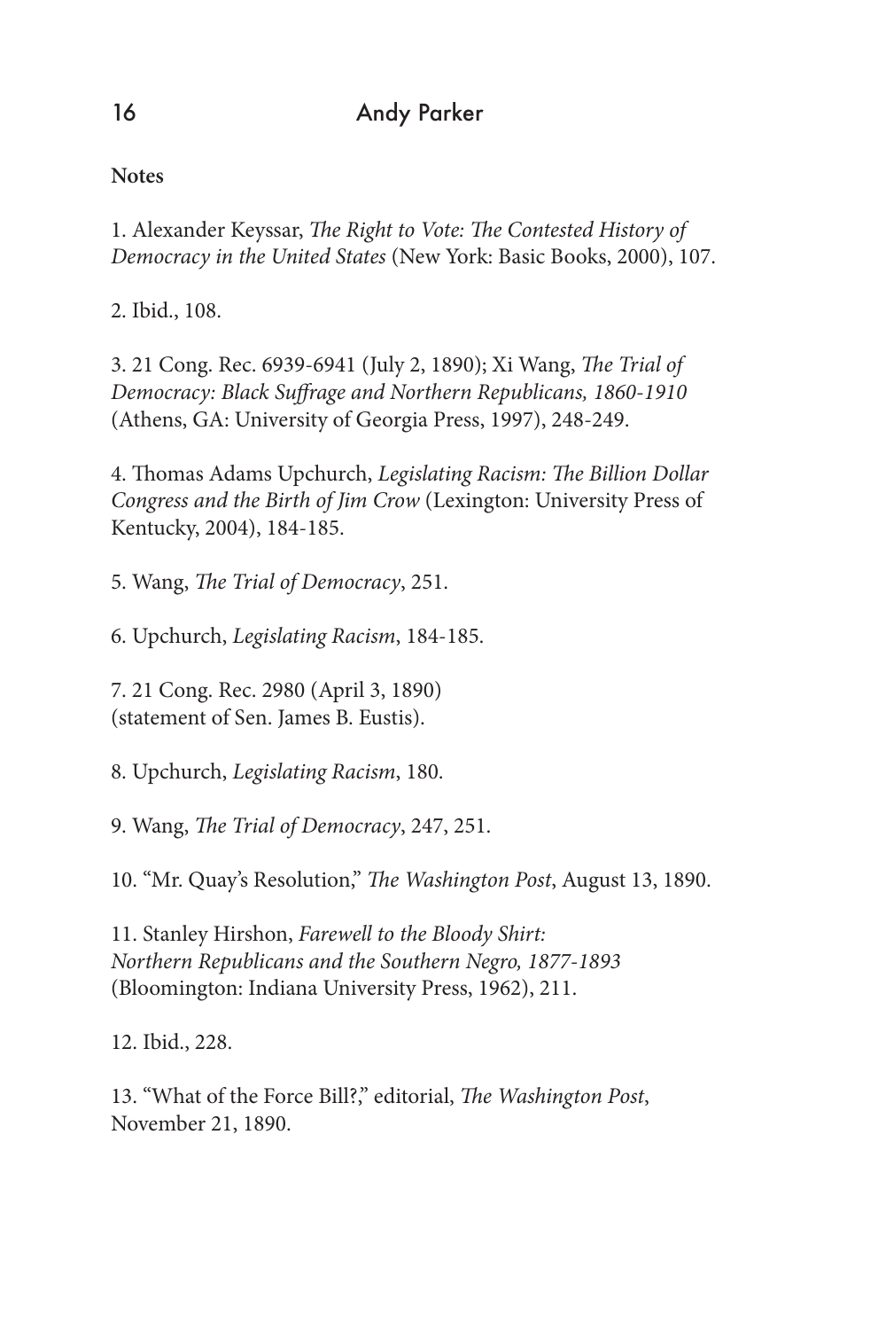**Notes**

1. Alexander Keyssar, *The Right to Vote: The Contested History of Democracy in the United States* (New York: Basic Books, 2000), 107.

2. Ibid., 108.

3. 21 Cong. Rec. 6939-6941 (July 2, 1890); Xi Wang, *The Trial of Democracy: Black Suffrage and Northern Republicans, 1860-1910* (Athens, GA: University of Georgia Press, 1997), 248-249.

4. Thomas Adams Upchurch, *Legislating Racism: The Billion Dollar Congress and the Birth of Jim Crow* (Lexington: University Press of Kentucky, 2004), 184-185.

5. Wang, *The Trial of Democracy*, 251.

6. Upchurch, *Legislating Racism*, 184-185.

7. 21 Cong. Rec. 2980 (April 3, 1890) (statement of Sen. James B. Eustis).

8. Upchurch, *Legislating Racism*, 180.

9. Wang, *The Trial of Democracy*, 247, 251.

10. "Mr. Quay's Resolution," *The Washington Post*, August 13, 1890.

11. Stanley Hirshon, *Farewell to the Bloody Shirt: Northern Republicans and the Southern Negro, 1877-1893* (Bloomington: Indiana University Press, 1962), 211.

12. Ibid., 228.

13. "What of the Force Bill?," editorial, *The Washington Post*, November 21, 1890.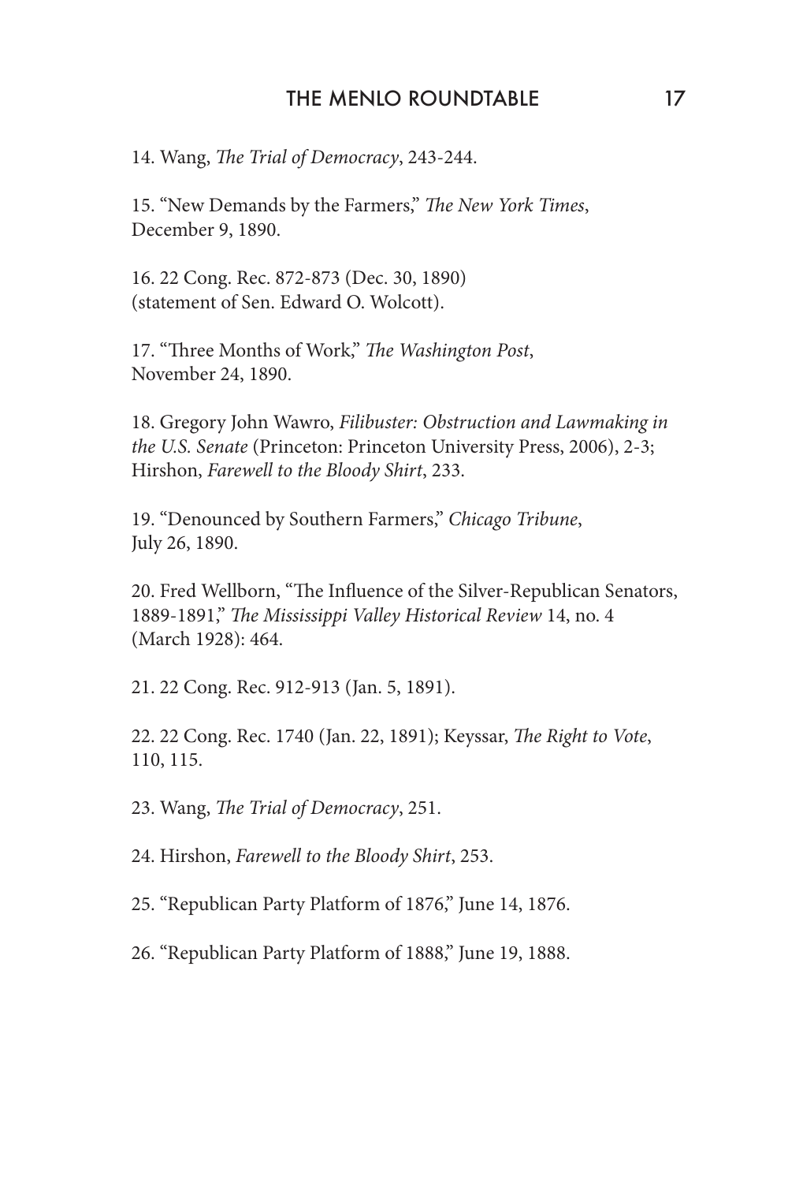14. Wang, *The Trial of Democracy*, 243-244.

15. "New Demands by the Farmers," *The New York Times*, December 9, 1890.

16. 22 Cong. Rec. 872-873 (Dec. 30, 1890) (statement of Sen. Edward O. Wolcott).

17. "Three Months of Work," *The Washington Post*, November 24, 1890.

18. Gregory John Wawro, *Filibuster: Obstruction and Lawmaking in the U.S. Senate* (Princeton: Princeton University Press, 2006), 2-3; Hirshon, *Farewell to the Bloody Shirt*, 233.

19. "Denounced by Southern Farmers," *Chicago Tribune*, July 26, 1890.

20. Fred Wellborn, "The Influence of the Silver-Republican Senators, 1889-1891," *The Mississippi Valley Historical Review* 14, no. 4 (March 1928): 464.

21. 22 Cong. Rec. 912-913 (Jan. 5, 1891).

22. 22 Cong. Rec. 1740 (Jan. 22, 1891); Keyssar, *The Right to Vote*, 110, 115.

23. Wang, *The Trial of Democracy*, 251.

24. Hirshon, *Farewell to the Bloody Shirt*, 253.

25. "Republican Party Platform of 1876," June 14, 1876.

26. "Republican Party Platform of 1888," June 19, 1888.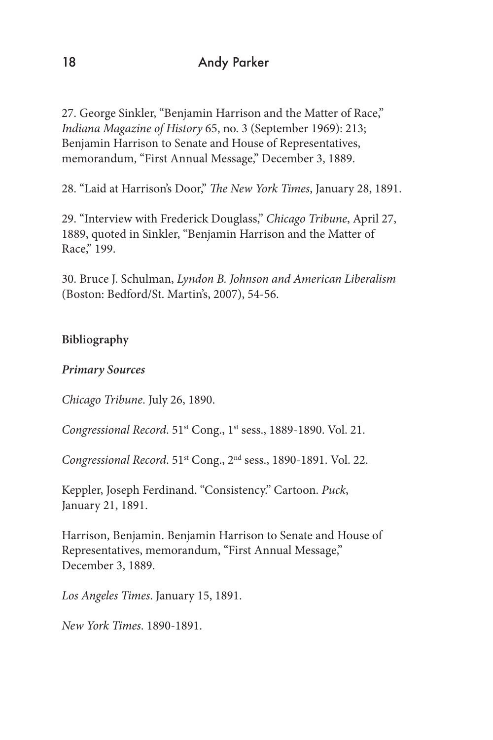27. George Sinkler, "Benjamin Harrison and the Matter of Race," *Indiana Magazine of History* 65, no. 3 (September 1969): 213; Benjamin Harrison to Senate and House of Representatives, memorandum, "First Annual Message," December 3, 1889.

28. "Laid at Harrison's Door," *The New York Times*, January 28, 1891.

29. "Interview with Frederick Douglass," *Chicago Tribune*, April 27, 1889, quoted in Sinkler, "Benjamin Harrison and the Matter of Race," 199.

30. Bruce J. Schulman, *Lyndon B. Johnson and American Liberalism* (Boston: Bedford/St. Martin's, 2007), 54-56.

**Bibliography**

***Primary Sources***

*Chicago Tribune*. July 26, 1890.

*Congressional Record*. 51st Cong., 1st sess., 1889-1890. Vol. 21.

*Congressional Record*. 51st Cong., 2nd sess., 1890-1891. Vol. 22.

Keppler, Joseph Ferdinand. "Consistency." Cartoon. *Puck*, January 21, 1891.

Harrison, Benjamin. Benjamin Harrison to Senate and House of Representatives, memorandum, "First Annual Message," December 3, 1889.

*Los Angeles Times*. January 15, 1891.

*New York Times*. 1890-1891.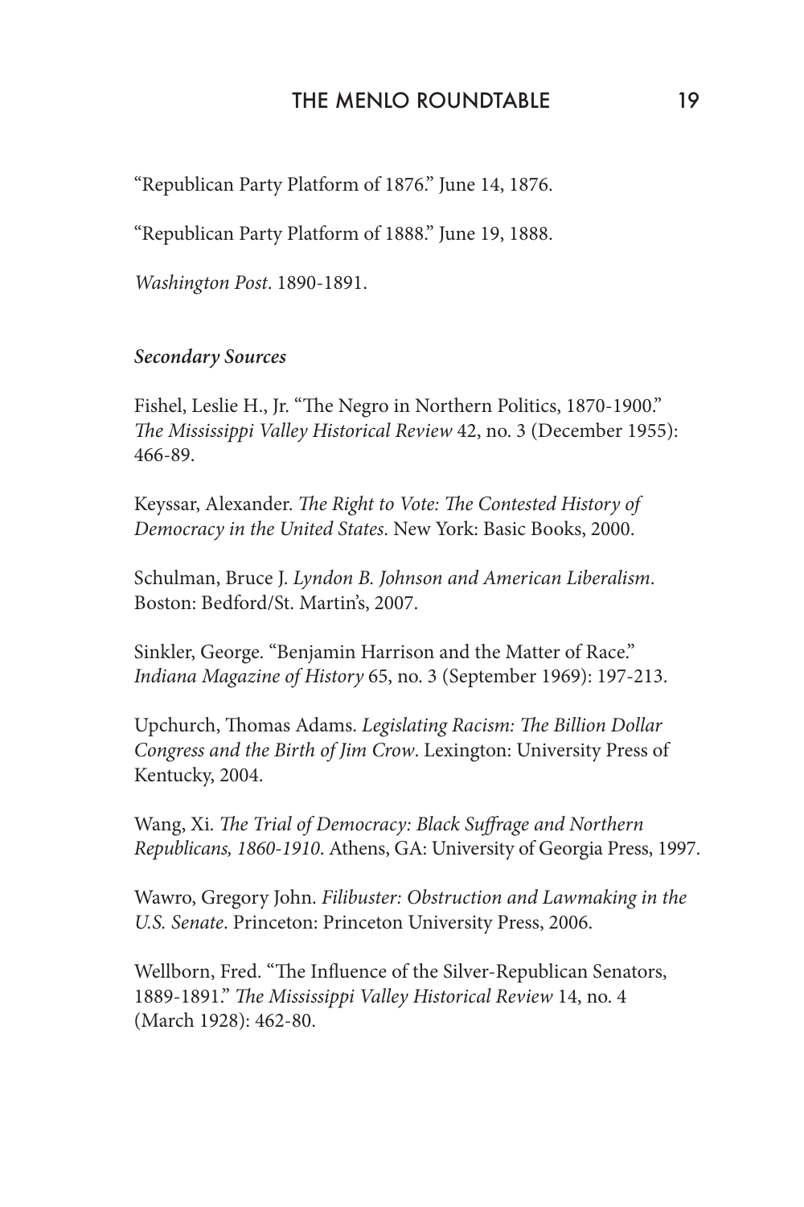"Republican Party Platform of 1876." June 14, 1876.

"Republican Party Platform of 1888." June 19, 1888.

*Washington Post*. 1890-1891.

***Secondary Sources***

Fishel, Leslie H., Jr. "The Negro in Northern Politics, 1870-1900." *The Mississippi Valley Historical Review* 42, no. 3 (December 1955): 466-89.

Keyssar, Alexander. *The Right to Vote: The Contested History of Democracy in the United States*. New York: Basic Books, 2000.

Schulman, Bruce J. *Lyndon B. Johnson and American Liberalism*. Boston: Bedford/St. Martin's, 2007.

Sinkler, George. "Benjamin Harrison and the Matter of Race." *Indiana Magazine of History* 65, no. 3 (September 1969): 197-213.

Upchurch, Thomas Adams. *Legislating Racism: The Billion Dollar Congress and the Birth of Jim Crow*. Lexington: University Press of Kentucky, 2004.

Wang, Xi. *The Trial of Democracy: Black Suffrage and Northern Republicans, 1860-1910*. Athens, GA: University of Georgia Press, 1997.

Wawro, Gregory John. *Filibuster: Obstruction and Lawmaking in the U.S. Senate*. Princeton: Princeton University Press, 2006.

Wellborn, Fred. "The Influence of the Silver-Republican Senators, 1889-1891." *The Mississippi Valley Historical Review* 14, no. 4 (March 1928): 462-80.